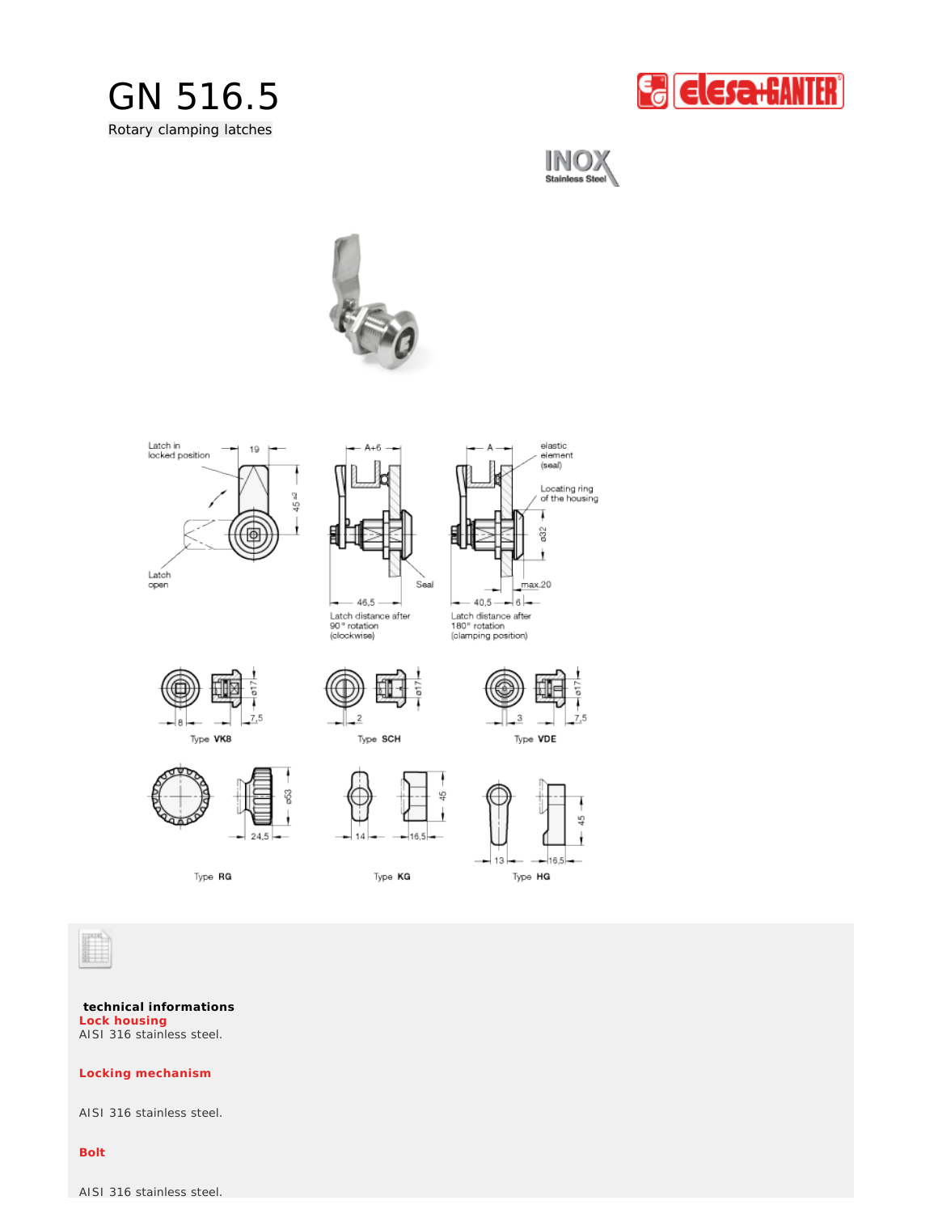# GN 516.5

Rotary clamping latches

technical informations

**Lock housing**

AISI 316 stainless steel.

**Locking mechanism**

AISI 316 stainless steel.

**Bolt**

AISI 316 stainless steel.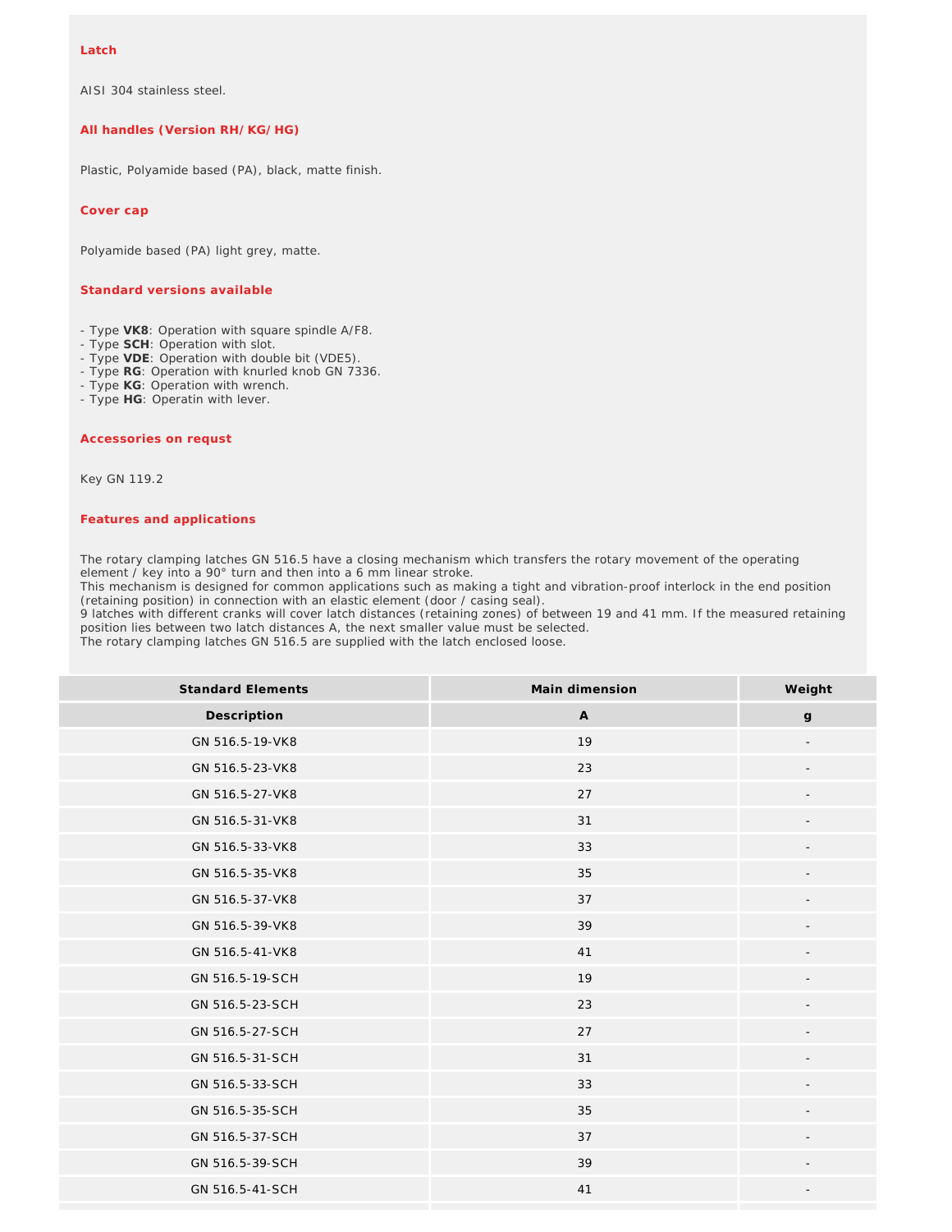### Latch

AISI 304 stainless steel.

### All handles (Version RH/ KG/ HG)

Plastic, Polyamide based (PA), black, matte finish.

### Cover cap

Polyamide based (PA) light grey, matte.

### Standard versions available

- Type **VK8**: Operation with square spindle A/F8.
- Type **SCH**: Operation with slot.
- Type **VDE**: Operation with double bit (VDE5).
- Type **RG**: Operation with knurled knob GN 7336.
- Type **KG**: Operation with wrench.
- Type **HG**: Operatin with lever.

### Accessories on requst

Key GN 119.2

### Features and applications

The rotary clamping latches GN 516.5 have a closing mechanism which transfers the rotary movement of the operating element / key into a 90° turn and then into a 6 mm linear stroke.
This mechanism is designed for common applications such as making a tight and vibration-proof interlock in the end position (retaining position) in connection with an elastic element (door / casing seal).
9 latches with different cranks will cover latch distances (retaining zones) of between 19 and 41 mm. If the measured retaining position lies between two latch distances A, the next smaller value must be selected.
The rotary clamping latches GN 516.5 are supplied with the latch enclosed loose.

| Standard Elements | Main dimension | Weight |
|---|---|---|
| Description | A | g |
| GN 516.5-19-VK8 | 19 | - |
| GN 516.5-23-VK8 | 23 | - |
| GN 516.5-27-VK8 | 27 | - |
| GN 516.5-31-VK8 | 31 | - |
| GN 516.5-33-VK8 | 33 | - |
| GN 516.5-35-VK8 | 35 | - |
| GN 516.5-37-VK8 | 37 | - |
| GN 516.5-39-VK8 | 39 | - |
| GN 516.5-41-VK8 | 41 | - |
| GN 516.5-19-SCH | 19 | - |
| GN 516.5-23-SCH | 23 | - |
| GN 516.5-27-SCH | 27 | - |
| GN 516.5-31-SCH | 31 | - |
| GN 516.5-33-SCH | 33 | - |
| GN 516.5-35-SCH | 35 | - |
| GN 516.5-37-SCH | 37 | - |
| GN 516.5-39-SCH | 39 | - |
| GN 516.5-41-SCH | 41 | - |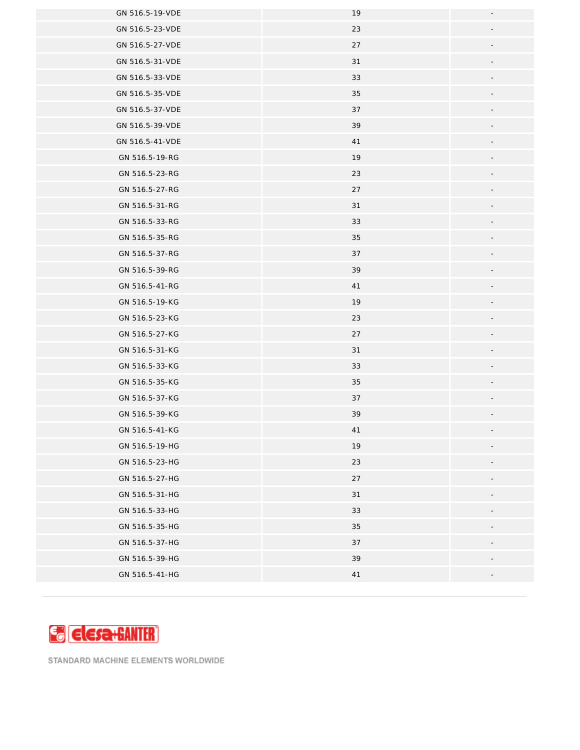| | | |
|---|---|---|
| GN 516.5-19-VDE | 19 | - |
| GN 516.5-23-VDE | 23 | - |
| GN 516.5-27-VDE | 27 | - |
| GN 516.5-31-VDE | 31 | - |
| GN 516.5-33-VDE | 33 | - |
| GN 516.5-35-VDE | 35 | - |
| GN 516.5-37-VDE | 37 | - |
| GN 516.5-39-VDE | 39 | - |
| GN 516.5-41-VDE | 41 | - |
| GN 516.5-19-RG | 19 | - |
| GN 516.5-23-RG | 23 | - |
| GN 516.5-27-RG | 27 | - |
| GN 516.5-31-RG | 31 | - |
| GN 516.5-33-RG | 33 | - |
| GN 516.5-35-RG | 35 | - |
| GN 516.5-37-RG | 37 | - |
| GN 516.5-39-RG | 39 | - |
| GN 516.5-41-RG | 41 | - |
| GN 516.5-19-KG | 19 | - |
| GN 516.5-23-KG | 23 | - |
| GN 516.5-27-KG | 27 | - |
| GN 516.5-31-KG | 31 | - |
| GN 516.5-33-KG | 33 | - |
| GN 516.5-35-KG | 35 | - |
| GN 516.5-37-KG | 37 | - |
| GN 516.5-39-KG | 39 | - |
| GN 516.5-41-KG | 41 | - |
| GN 516.5-19-HG | 19 | - |
| GN 516.5-23-HG | 23 | - |
| GN 516.5-27-HG | 27 | - |
| GN 516.5-31-HG | 31 | - |
| GN 516.5-33-HG | 33 | - |
| GN 516.5-35-HG | 35 | - |
| GN 516.5-37-HG | 37 | - |
| GN 516.5-39-HG | 39 | - |
| GN 516.5-41-HG | 41 | - |

elesa+GANTER

STANDARD MACHINE ELEMENTS WORLDWIDE